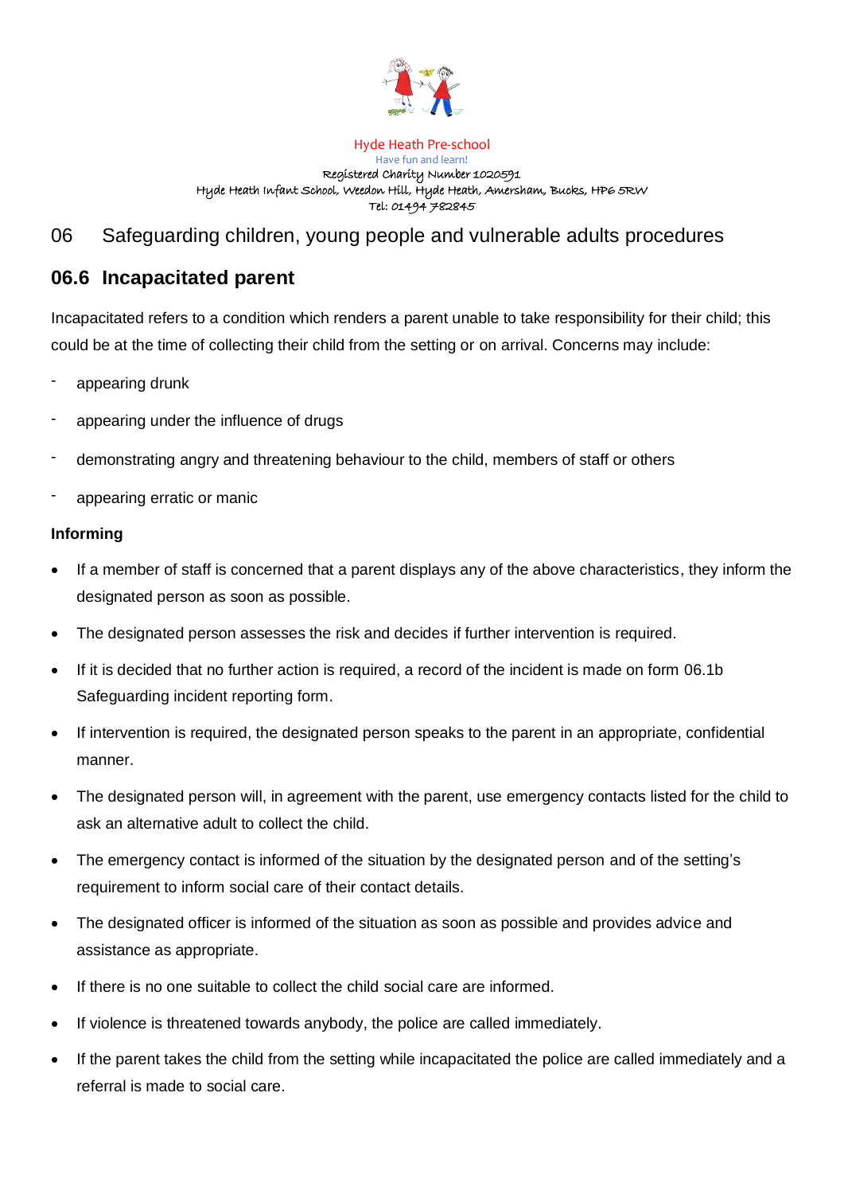Hyde Heath Pre-school
Have fun and learn!
Registered Charity Number 1020591
Hyde Heath Infant School, Weedon Hill, Hyde Heath, Amersham, Bucks, HP6 5RW
Tel: 01494 782845

# 06 Safeguarding children, young people and vulnerable adults procedures

## 06.6 Incapacitated parent

Incapacitated refers to a condition which renders a parent unable to take responsibility for their child; this could be at the time of collecting their child from the setting or on arrival. Concerns may include:

- appearing drunk
- appearing under the influence of drugs
- demonstrating angry and threatening behaviour to the child, members of staff or others
- appearing erratic or manic

### Informing

- If a member of staff is concerned that a parent displays any of the above characteristics, they inform the designated person as soon as possible.
- The designated person assesses the risk and decides if further intervention is required.
- If it is decided that no further action is required, a record of the incident is made on form 06.1b Safeguarding incident reporting form.
- If intervention is required, the designated person speaks to the parent in an appropriate, confidential manner.
- The designated person will, in agreement with the parent, use emergency contacts listed for the child to ask an alternative adult to collect the child.
- The emergency contact is informed of the situation by the designated person and of the setting's requirement to inform social care of their contact details.
- The designated officer is informed of the situation as soon as possible and provides advice and assistance as appropriate.
- If there is no one suitable to collect the child social care are informed.
- If violence is threatened towards anybody, the police are called immediately.
- If the parent takes the child from the setting while incapacitated the police are called immediately and a referral is made to social care.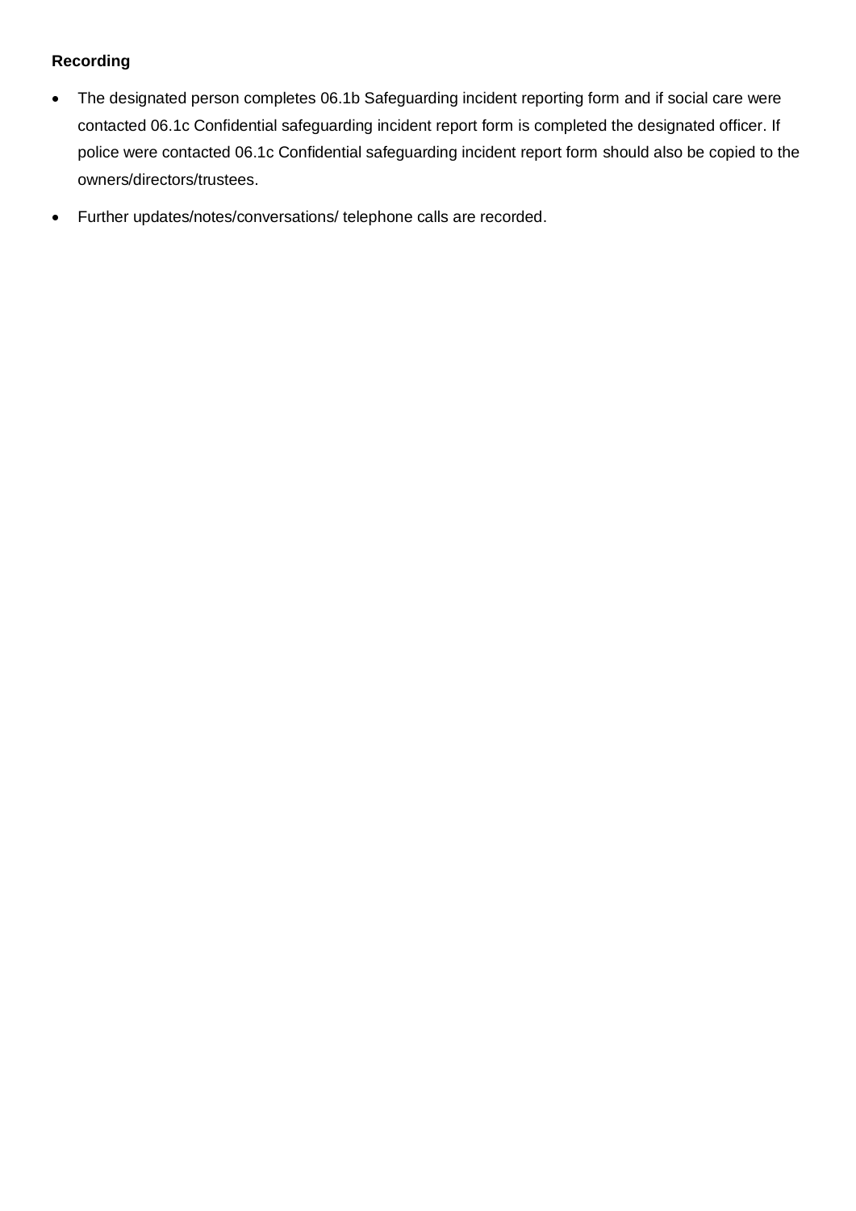**Recording**

- The designated person completes 06.1b Safeguarding incident reporting form and if social care were contacted 06.1c Confidential safeguarding incident report form is completed the designated officer. If police were contacted 06.1c Confidential safeguarding incident report form should also be copied to the owners/directors/trustees.
- Further updates/notes/conversations/ telephone calls are recorded.